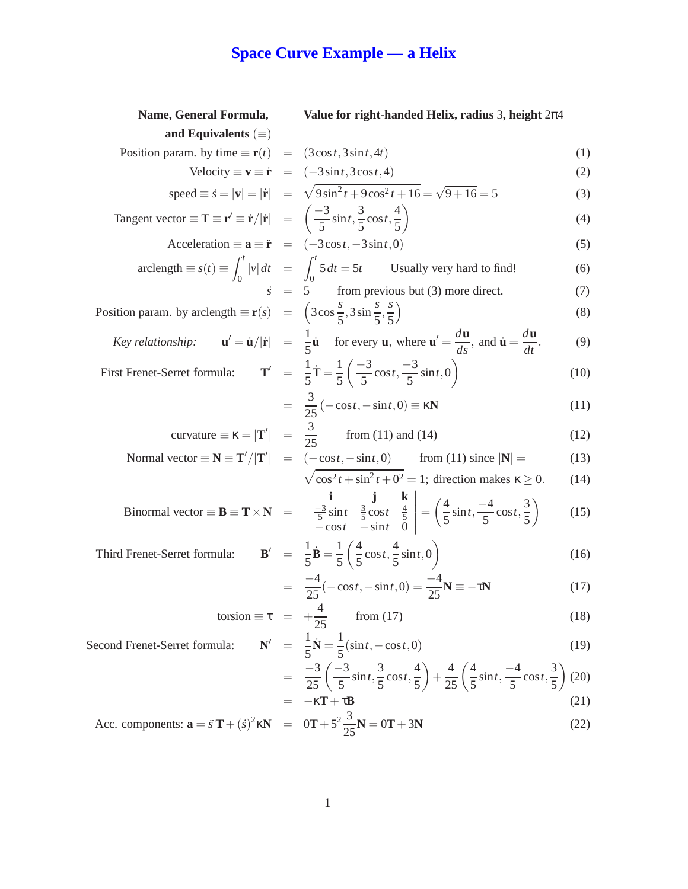# Space Curve Example — a Helix

**Name, General Formula, and Equivalents** ($\equiv$) — **Value for right-handed Helix, radius 3, height $2\pi 4$**

$$\text{Position param. by time} \equiv \mathbf{r}(t) = (3\cos t, 3\sin t, 4t) \tag{1}$$

$$\text{Velocity} \equiv \mathbf{v} \equiv \dot{\mathbf{r}} = (-3\sin t, 3\cos t, 4) \tag{2}$$

$$\text{speed} \equiv \dot{s} = |\mathbf{v}| = |\dot{\mathbf{r}}| = \sqrt{9\sin^2 t + 9\cos^2 t + 16} = \sqrt{9+16} = 5 \tag{3}$$

$$\text{Tangent vector} \equiv \mathbf{T} \equiv \mathbf{r}' \equiv \dot{\mathbf{r}}/|\dot{\mathbf{r}}| = \left(\frac{-3}{5}\sin t, \frac{3}{5}\cos t, \frac{4}{5}\right) \tag{4}$$

$$\text{Acceleration} \equiv \mathbf{a} \equiv \ddot{\mathbf{r}} = (-3\cos t, -3\sin t, 0) \tag{5}$$

$$\text{arclength} \equiv s(t) \equiv \int_0^t |v|\,dt = \int_0^t 5\,dt = 5t \qquad \text{Usually very hard to find!} \tag{6}$$

$$\dot{s} = 5 \qquad \text{from previous but (3) more direct.} \tag{7}$$

$$\text{Position param. by arclength} \equiv \mathbf{r}(s) = \left(3\cos\frac{s}{5}, 3\sin\frac{s}{5}, \frac{s}{5}\right) \tag{8}$$

$$\textit{Key relationship:} \quad \mathbf{u}' = \dot{\mathbf{u}}/|\dot{\mathbf{r}}| = \frac{1}{5}\dot{\mathbf{u}} \quad \text{for every } \mathbf{u}, \text{ where } \mathbf{u}' = \frac{d\mathbf{u}}{ds}, \text{ and } \dot{\mathbf{u}} = \frac{d\mathbf{u}}{dt}. \tag{9}$$

$$\text{First Frenet-Serret formula:} \quad \mathbf{T}' = \frac{1}{5}\dot{\mathbf{T}} = \frac{1}{5}\left(\frac{-3}{5}\cos t, \frac{-3}{5}\sin t, 0\right) \tag{10}$$

$$= \frac{3}{25}(-\cos t, -\sin t, 0) \equiv \kappa\mathbf{N} \tag{11}$$

$$\text{curvature} \equiv \kappa = |\mathbf{T}'| = \frac{3}{25} \qquad \text{from (11) and (14)} \tag{12}$$

$$\text{Normal vector} \equiv \mathbf{N} \equiv \mathbf{T}'/|\mathbf{T}'| = (-\cos t, -\sin t, 0) \qquad \text{from (11) since } |\mathbf{N}| = \tag{13}$$

$$\sqrt{\cos^2 t + \sin^2 t + 0^2} = 1; \text{ direction makes } \kappa \geq 0. \tag{14}$$

$$\text{Binormal vector} \equiv \mathbf{B} \equiv \mathbf{T} \times \mathbf{N} = \begin{vmatrix} \mathbf{i} & \mathbf{j} & \mathbf{k} \\ \frac{-3}{5}\sin t & \frac{3}{5}\cos t & \frac{4}{5} \\ -\cos t & -\sin t & 0 \end{vmatrix} = \left(\frac{4}{5}\sin t, \frac{-4}{5}\cos t, \frac{3}{5}\right) \tag{15}$$

$$\text{Third Frenet-Serret formula:} \quad \mathbf{B}' = \frac{1}{5}\dot{\mathbf{B}} = \frac{1}{5}\left(\frac{4}{5}\cos t, \frac{4}{5}\sin t, 0\right) \tag{16}$$

$$= \frac{-4}{25}(-\cos t, -\sin t, 0) = \frac{-4}{25}\mathbf{N} \equiv -\tau\mathbf{N} \tag{17}$$

$$\text{torsion} \equiv \tau = +\frac{4}{25} \qquad \text{from (17)} \tag{18}$$

$$\text{Second Frenet-Serret formula:} \quad \mathbf{N}' = \frac{1}{5}\dot{\mathbf{N}} = \frac{1}{5}(\sin t, -\cos t, 0) \tag{19}$$

$$= \frac{-3}{25}\left(\frac{-3}{5}\sin t, \frac{3}{5}\cos t, \frac{4}{5}\right) + \frac{4}{25}\left(\frac{4}{5}\sin t, \frac{-4}{5}\cos t, \frac{3}{5}\right) \tag{20}$$

$$= -\kappa\mathbf{T} + \tau\mathbf{B} \tag{21}$$

$$\text{Acc. components: } \mathbf{a} = \ddot{s}\,\mathbf{T} + (\dot{s})^2\kappa\mathbf{N} = 0\mathbf{T} + 5^2\frac{3}{25}\mathbf{N} = 0\mathbf{T} + 3\mathbf{N} \tag{22}$$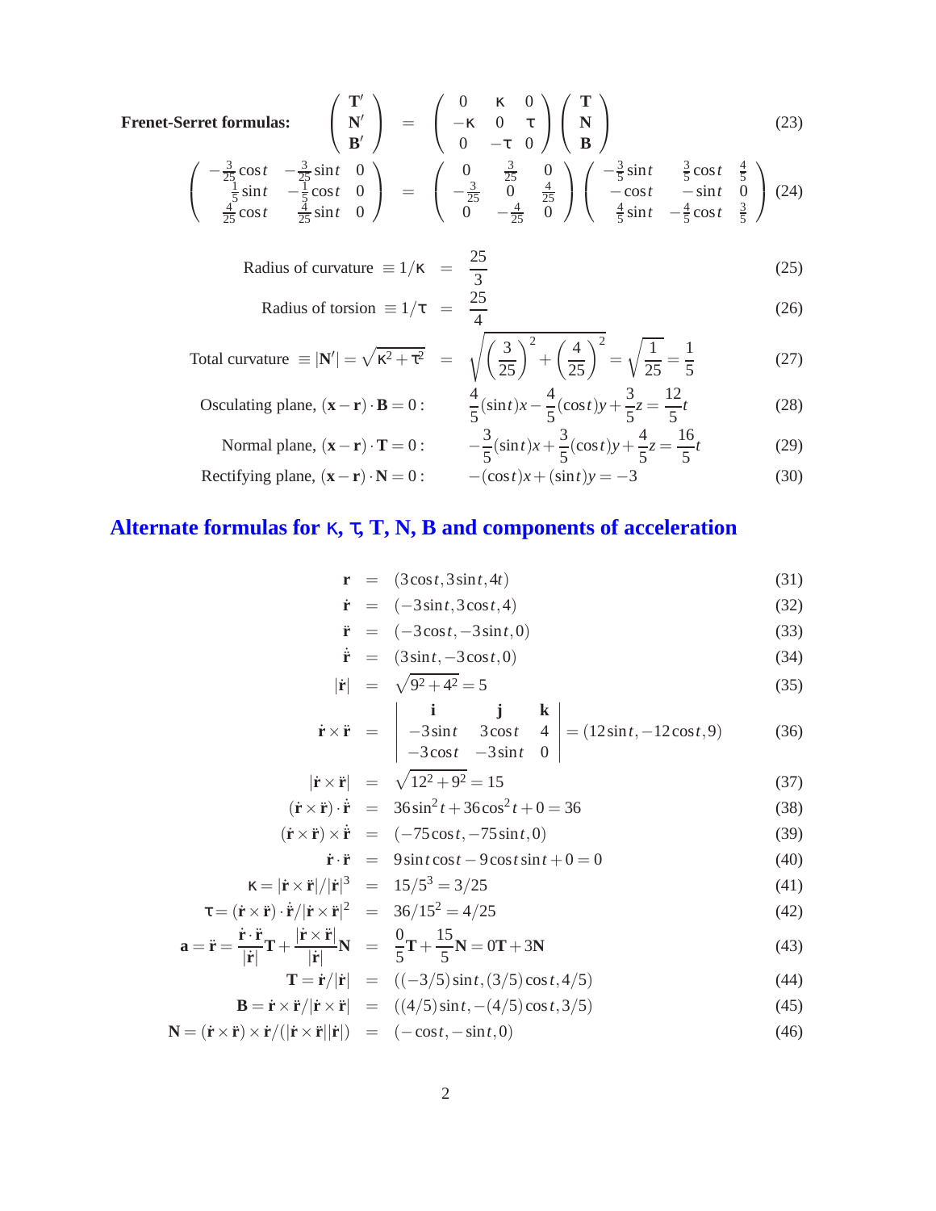$$\textbf{Frenet-Serret formulas:} \quad \begin{pmatrix} \mathbf{T}' \\ \mathbf{N}' \\ \mathbf{B}' \end{pmatrix} = \begin{pmatrix} 0 & \kappa & 0 \\ -\kappa & 0 & \tau \\ 0 & -\tau & 0 \end{pmatrix} \begin{pmatrix} \mathbf{T} \\ \mathbf{N} \\ \mathbf{B} \end{pmatrix} \tag{23}$$

$$\begin{pmatrix} -\frac{3}{25}\cos t & -\frac{3}{25}\sin t & 0 \\ \frac{1}{5}\sin t & -\frac{1}{5}\cos t & 0 \\ \frac{4}{25}\cos t & \frac{4}{25}\sin t & 0 \end{pmatrix} = \begin{pmatrix} 0 & \frac{3}{25} & 0 \\ -\frac{3}{25} & 0 & \frac{4}{25} \\ 0 & -\frac{4}{25} & 0 \end{pmatrix} \begin{pmatrix} -\frac{3}{5}\sin t & \frac{3}{5}\cos t & \frac{4}{5} \\ -\cos t & -\sin t & 0 \\ \frac{4}{5}\sin t & -\frac{4}{5}\cos t & \frac{3}{5} \end{pmatrix} \tag{24}$$

$$\text{Radius of curvature } \equiv 1/\kappa = \frac{25}{3} \tag{25}$$

$$\text{Radius of torsion } \equiv 1/\tau = \frac{25}{4} \tag{26}$$

$$\text{Total curvature } \equiv |\mathbf{N}'| = \sqrt{\kappa^2+\tau^2} = \sqrt{\left(\frac{3}{25}\right)^2 + \left(\frac{4}{25}\right)^2} = \sqrt{\frac{1}{25}} = \frac{1}{5} \tag{27}$$

$$\text{Osculating plane, } (\mathbf{x}-\mathbf{r})\cdot\mathbf{B} = 0: \quad \frac{4}{5}(\sin t)x - \frac{4}{5}(\cos t)y + \frac{3}{5}z = \frac{12}{5}t \tag{28}$$

$$\text{Normal plane, } (\mathbf{x}-\mathbf{r})\cdot\mathbf{T} = 0: \quad -\frac{3}{5}(\sin t)x + \frac{3}{5}(\cos t)y + \frac{4}{5}z = \frac{16}{5}t \tag{29}$$

$$\text{Rectifying plane, } (\mathbf{x}-\mathbf{r})\cdot\mathbf{N} = 0: \quad -(\cos t)x + (\sin t)y = -3 \tag{30}$$

## Alternate formulas for $\kappa$, $\tau$, T, N, B and components of acceleration

$$\mathbf{r} = (3\cos t, 3\sin t, 4t) \tag{31}$$

$$\dot{\mathbf{r}} = (-3\sin t, 3\cos t, 4) \tag{32}$$

$$\ddot{\mathbf{r}} = (-3\cos t, -3\sin t, 0) \tag{33}$$

$$\dddot{\mathbf{r}} = (3\sin t, -3\cos t, 0) \tag{34}$$

$$|\dot{\mathbf{r}}| = \sqrt{9^2+4^2} = 5 \tag{35}$$

$$\dot{\mathbf{r}}\times\ddot{\mathbf{r}} = \begin{vmatrix} \mathbf{i} & \mathbf{j} & \mathbf{k} \\ -3\sin t & 3\cos t & 4 \\ -3\cos t & -3\sin t & 0 \end{vmatrix} = (12\sin t, -12\cos t, 9) \tag{36}$$

$$|\dot{\mathbf{r}}\times\ddot{\mathbf{r}}| = \sqrt{12^2+9^2} = 15 \tag{37}$$

$$(\dot{\mathbf{r}}\times\ddot{\mathbf{r}})\cdot\dddot{\mathbf{r}} = 36\sin^2 t + 36\cos^2 t + 0 = 36 \tag{38}$$

$$(\dot{\mathbf{r}}\times\ddot{\mathbf{r}})\times\dddot{\mathbf{r}} = (-75\cos t, -75\sin t, 0) \tag{39}$$

$$\dot{\mathbf{r}}\cdot\ddot{\mathbf{r}} = 9\sin t\cos t - 9\cos t\sin t + 0 = 0 \tag{40}$$

$$\kappa = |\dot{\mathbf{r}}\times\ddot{\mathbf{r}}|/|\dot{\mathbf{r}}|^3 = 15/5^3 = 3/25 \tag{41}$$

$$\tau = (\dot{\mathbf{r}}\times\ddot{\mathbf{r}})\cdot\dddot{\mathbf{r}}/|\dot{\mathbf{r}}\times\ddot{\mathbf{r}}|^2 = 36/15^2 = 4/25 \tag{42}$$

$$\mathbf{a} = \ddot{\mathbf{r}} = \frac{\dot{\mathbf{r}}\cdot\ddot{\mathbf{r}}}{|\dot{\mathbf{r}}|}\mathbf{T} + \frac{|\dot{\mathbf{r}}\times\ddot{\mathbf{r}}|}{|\dot{\mathbf{r}}|}\mathbf{N} = \frac{0}{5}\mathbf{T} + \frac{15}{5}\mathbf{N} = 0\mathbf{T} + 3\mathbf{N} \tag{43}$$

$$\mathbf{T} = \dot{\mathbf{r}}/|\dot{\mathbf{r}}| = ((-3/5)\sin t, (3/5)\cos t, 4/5) \tag{44}$$

$$\mathbf{B} = \dot{\mathbf{r}}\times\ddot{\mathbf{r}}/|\dot{\mathbf{r}}\times\ddot{\mathbf{r}}| = ((4/5)\sin t, -(4/5)\cos t, 3/5) \tag{45}$$

$$\mathbf{N} = (\dot{\mathbf{r}}\times\ddot{\mathbf{r}})\times\dot{\mathbf{r}}/(|\dot{\mathbf{r}}\times\ddot{\mathbf{r}}||\dot{\mathbf{r}}|) = (-\cos t, -\sin t, 0) \tag{46}$$